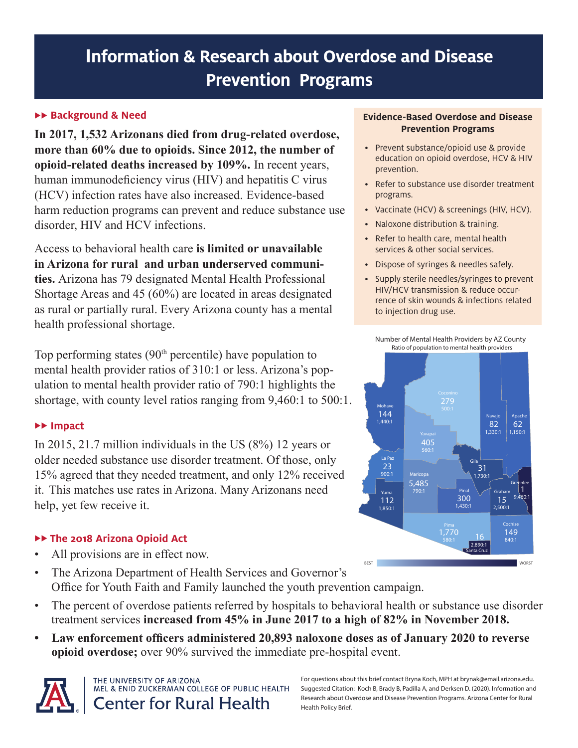# Information & Research about Overdose and Disease Prevention Programs

## ▶▶ Background & Need

**In 2017, 1,532 Arizonans died from drug-related overdose, more than 60% due to opioids. Since 2012, the number of opioid-related deaths increased by 109%.** In recent years, human immunodeficiency virus (HIV) and hepatitis C virus (HCV) infection rates have also increased. Evidence-based harm reduction programs can prevent and reduce substance use disorder, HIV and HCV infections.

Access to behavioral health care **is limited or unavailable in Arizona for rural and urban underserved communities.** Arizona has 79 designated Mental Health Professional Shortage Areas and 45 (60%) are located in areas designated as rural or partially rural. Every Arizona county has a mental health professional shortage.

Top performing states (90th percentile) have population to mental health provider ratios of 310:1 or less. Arizona's population to mental health provider ratio of 790:1 highlights the shortage, with county level ratios ranging from 9,460:1 to 500:1.

## ▶▶ Impact

In 2015, 21.7 million individuals in the US (8%) 12 years or older needed substance use disorder treatment. Of those, only 15% agreed that they needed treatment, and only 12% received it. This matches use rates in Arizona. Many Arizonans need help, yet few receive it.

## ▶▶ The 2018 Arizona Opioid Act

- All provisions are in effect now.
- The Arizona Department of Health Services and Governor's Office for Youth Faith and Family launched the youth prevention campaign.
- The percent of overdose patients referred by hospitals to behavioral health or substance use disorder treatment services **increased from 45% in June 2017 to a high of 82% in November 2018.**
- **Law enforcement officers administered 20,893 naloxone doses as of January 2020 to reverse opioid overdose;** over 90% survived the immediate pre-hospital event.

### Evidence-Based Overdose and Disease Prevention Programs

- Prevent substance/opioid use & provide education on opioid overdose, HCV & HIV prevention.
- Refer to substance use disorder treatment programs.
- Vaccinate (HCV) & screenings (HIV, HCV).
- Naloxone distribution & training.
- Refer to health care, mental health services & other social services.
- Dispose of syringes & needles safely.
- Supply sterile needles/syringes to prevent HIV/HCV transmission & reduce occurrence of skin wounds & infections related to injection drug use.

Number of Mental Health Providers by AZ County
Ratio of population to mental health providers

| County | Number of Mental Health Providers | Ratio |
|---|---|---|
| Mohave | 144 | 1,440:1 |
| Coconino | 279 | 500:1 |
| Navajo | 82 | 1,330:1 |
| Apache | 62 | 1,150:1 |
| Yavapai | 405 | 560:1 |
| La Paz | 23 | 900:1 |
| Gila | 31 | 1,730:1 |
| Greenlee | 1 | 9,460:1 |
| Maricopa | 5,485 | 790:1 |
| Yuma | 112 | 1,850:1 |
| Pinal | 300 | 1,430:1 |
| Graham | 15 | 2,500:1 |
| Pima | 1,770 | 580:1 |
| Santa Cruz | 16 | 2,890:1 |
| Cochise | 149 | 840:1 |

BEST — WORST

THE UNIVERSITY OF ARIZONA
MEL & ENID ZUCKERMAN COLLEGE OF PUBLIC HEALTH
Center for Rural Health

For questions about this brief contact Bryna Koch, MPH at brynak@email.arizona.edu. Suggested Citation: Koch B, Brady B, Padilla A, and Derksen D. (2020). Information and Research about Overdose and Disease Prevention Programs. Arizona Center for Rural Health Policy Brief.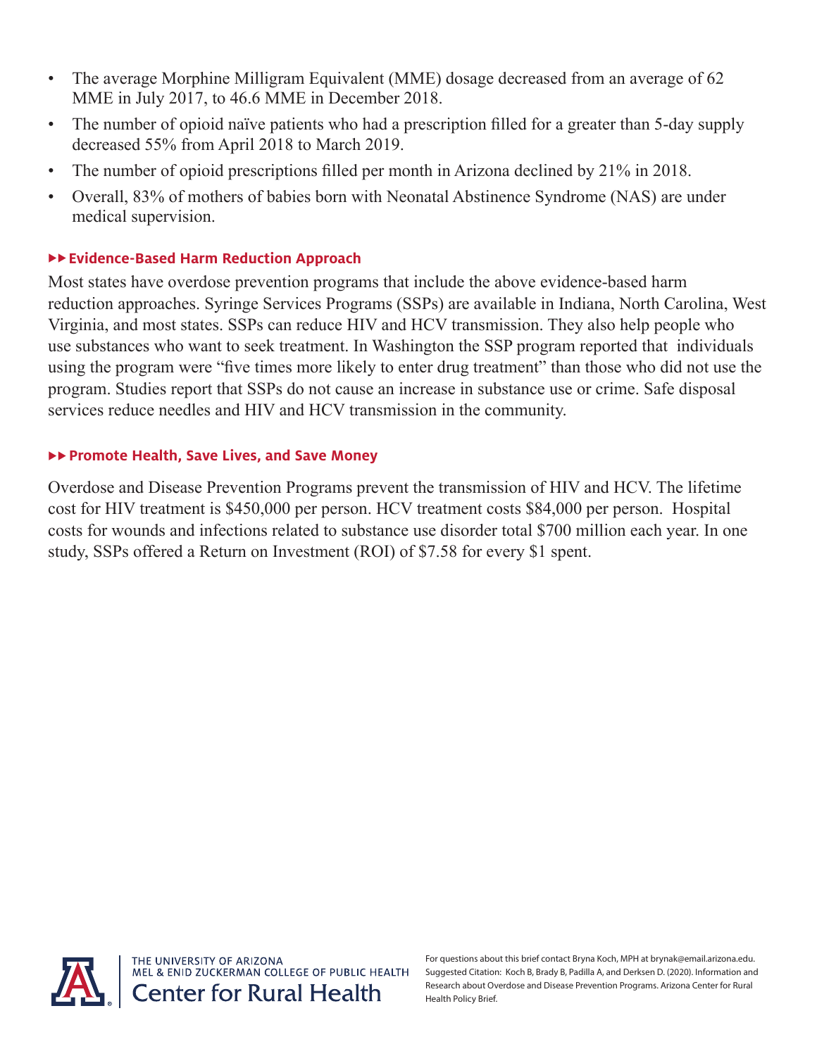- The average Morphine Milligram Equivalent (MME) dosage decreased from an average of 62 MME in July 2017, to 46.6 MME in December 2018.
- The number of opioid naïve patients who had a prescription filled for a greater than 5-day supply decreased 55% from April 2018 to March 2019.
- The number of opioid prescriptions filled per month in Arizona declined by 21% in 2018.
- Overall, 83% of mothers of babies born with Neonatal Abstinence Syndrome (NAS) are under medical supervision.

### ▸▸ Evidence-Based Harm Reduction Approach

Most states have overdose prevention programs that include the above evidence-based harm reduction approaches. Syringe Services Programs (SSPs) are available in Indiana, North Carolina, West Virginia, and most states. SSPs can reduce HIV and HCV transmission. They also help people who use substances who want to seek treatment. In Washington the SSP program reported that individuals using the program were "five times more likely to enter drug treatment" than those who did not use the program. Studies report that SSPs do not cause an increase in substance use or crime. Safe disposal services reduce needles and HIV and HCV transmission in the community.

### ▸▸ Promote Health, Save Lives, and Save Money

Overdose and Disease Prevention Programs prevent the transmission of HIV and HCV. The lifetime cost for HIV treatment is $450,000 per person. HCV treatment costs $84,000 per person. Hospital costs for wounds and infections related to substance use disorder total $700 million each year. In one study, SSPs offered a Return on Investment (ROI) of $7.58 for every $1 spent.

THE UNIVERSITY OF ARIZONA
MEL & ENID ZUCKERMAN COLLEGE OF PUBLIC HEALTH
Center for Rural Health

For questions about this brief contact Bryna Koch, MPH at brynak@email.arizona.edu.
Suggested Citation: Koch B, Brady B, Padilla A, and Derksen D. (2020). Information and Research about Overdose and Disease Prevention Programs. Arizona Center for Rural Health Policy Brief.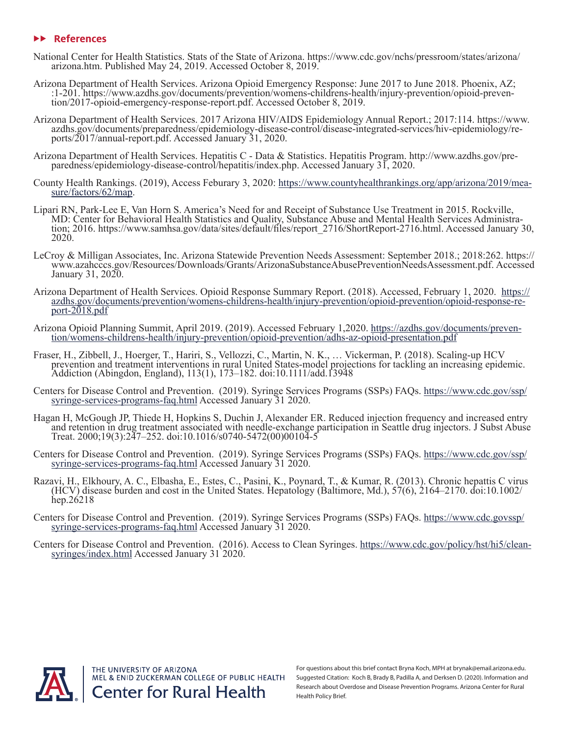## ▶▶ References

National Center for Health Statistics. Stats of the State of Arizona. https://www.cdc.gov/nchs/pressroom/states/arizona/arizona.htm. Published May 24, 2019. Accessed October 8, 2019.

Arizona Department of Health Services. Arizona Opioid Emergency Response: June 2017 to June 2018. Phoenix, AZ; :1-201. https://www.azdhs.gov/documents/prevention/womens-childrens-health/injury-prevention/opioid-prevention/2017-opioid-emergency-response-report.pdf. Accessed October 8, 2019.

Arizona Department of Health Services. 2017 Arizona HIV/AIDS Epidemiology Annual Report.; 2017:114. https://www.azdhs.gov/documents/preparedness/epidemiology-disease-control/disease-integrated-services/hiv-epidemiology/reports/2017/annual-report.pdf. Accessed January 31, 2020.

Arizona Department of Health Services. Hepatitis C - Data & Statistics. Hepatitis Program. http://www.azdhs.gov/preparedness/epidemiology-disease-control/hepatitis/index.php. Accessed January 31, 2020.

County Health Rankings. (2019), Access Feburary 3, 2020: https://www.countyhealthrankings.org/app/arizona/2019/measure/factors/62/map.

Lipari RN, Park-Lee E, Van Horn S. America's Need for and Receipt of Substance Use Treatment in 2015. Rockville, MD: Center for Behavioral Health Statistics and Quality, Substance Abuse and Mental Health Services Administration; 2016. https://www.samhsa.gov/data/sites/default/files/report_2716/ShortReport-2716.html. Accessed January 30, 2020.

LeCroy & Milligan Associates, Inc. Arizona Statewide Prevention Needs Assessment: September 2018.; 2018:262. https://www.azahcccs.gov/Resources/Downloads/Grants/ArizonaSubstanceAbusePreventionNeedsAssessment.pdf. Accessed January 31, 2020.

Arizona Department of Health Services. Opioid Response Summary Report. (2018). Accessed, February 1, 2020. https://azdhs.gov/documents/prevention/womens-childrens-health/injury-prevention/opioid-prevention/opioid-response-report-2018.pdf

Arizona Opioid Planning Summit, April 2019. (2019). Accessed February 1,2020. https://azdhs.gov/documents/prevention/womens-childrens-health/injury-prevention/opioid-prevention/adhs-az-opioid-presentation.pdf

Fraser, H., Zibbell, J., Hoerger, T., Hariri, S., Vellozzi, C., Martin, N. K., … Vickerman, P. (2018). Scaling-up HCV prevention and treatment interventions in rural United States-model projections for tackling an increasing epidemic. Addiction (Abingdon, England), 113(1), 173–182. doi:10.1111/add.13948

Centers for Disease Control and Prevention. (2019). Syringe Services Programs (SSPs) FAQs. https://www.cdc.gov/ssp/syringe-services-programs-faq.html Accessed January 31 2020.

Hagan H, McGough JP, Thiede H, Hopkins S, Duchin J, Alexander ER. Reduced injection frequency and increased entry and retention in drug treatment associated with needle-exchange participation in Seattle drug injectors. J Subst Abuse Treat. 2000;19(3):247–252. doi:10.1016/s0740-5472(00)00104-5

Centers for Disease Control and Prevention. (2019). Syringe Services Programs (SSPs) FAQs. https://www.cdc.gov/ssp/syringe-services-programs-faq.html Accessed January 31 2020.

Razavi, H., Elkhoury, A. C., Elbasha, E., Estes, C., Pasini, K., Poynard, T., & Kumar, R. (2013). Chronic hepattis C virus (HCV) disease burden and cost in the United States. Hepatology (Baltimore, Md.), 57(6), 2164–2170. doi:10.1002/hep.26218

Centers for Disease Control and Prevention. (2019). Syringe Services Programs (SSPs) FAQs. https://www.cdc.govssp/syringe-services-programs-faq.html Accessed January 31 2020.

Centers for Disease Control and Prevention. (2016). Access to Clean Syringes. https://www.cdc.gov/policy/hst/hi5/cleansyringes/index.html Accessed January 31 2020.

THE UNIVERSITY OF ARIZONA
MEL & ENID ZUCKERMAN COLLEGE OF PUBLIC HEALTH
Center for Rural Health

For questions about this brief contact Bryna Koch, MPH at brynak@email.arizona.edu. Suggested Citation: Koch B, Brady B, Padilla A, and Derksen D. (2020). Information and Research about Overdose and Disease Prevention Programs. Arizona Center for Rural Health Policy Brief.